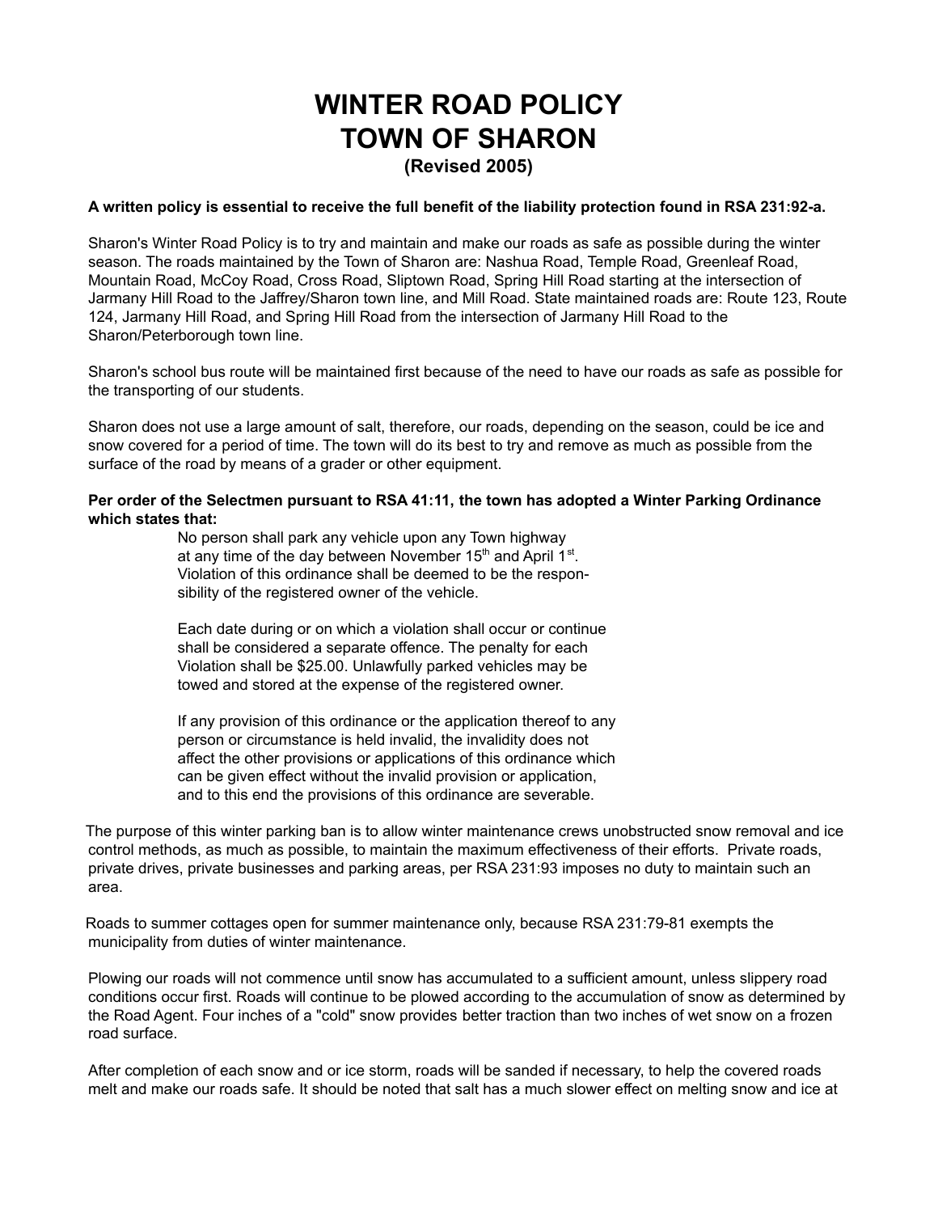# WINTER ROAD POLICY
# TOWN OF SHARON
### (Revised 2005)

**A written policy is essential to receive the full benefit of the liability protection found in RSA 231:92-a.**

Sharon's Winter Road Policy is to try and maintain and make our roads as safe as possible during the winter season. The roads maintained by the Town of Sharon are: Nashua Road, Temple Road, Greenleaf Road, Mountain Road, McCoy Road, Cross Road, Sliptown Road, Spring Hill Road starting at the intersection of Jarmany Hill Road to the Jaffrey/Sharon town line, and Mill Road. State maintained roads are: Route 123, Route 124, Jarmany Hill Road, and Spring Hill Road from the intersection of Jarmany Hill Road to the Sharon/Peterborough town line.

Sharon's school bus route will be maintained first because of the need to have our roads as safe as possible for the transporting of our students.

Sharon does not use a large amount of salt, therefore, our roads, depending on the season, could be ice and snow covered for a period of time. The town will do its best to try and remove as much as possible from the surface of the road by means of a grader or other equipment.

**Per order of the Selectmen pursuant to RSA 41:11, the town has adopted a Winter Parking Ordinance which states that:**

> No person shall park any vehicle upon any Town highway at any time of the day between November 15th and April 1st. Violation of this ordinance shall be deemed to be the responsibility of the registered owner of the vehicle.
>
> Each date during or on which a violation shall occur or continue shall be considered a separate offence. The penalty for each Violation shall be $25.00. Unlawfully parked vehicles may be towed and stored at the expense of the registered owner.
>
> If any provision of this ordinance or the application thereof to any person or circumstance is held invalid, the invalidity does not affect the other provisions or applications of this ordinance which can be given effect without the invalid provision or application, and to this end the provisions of this ordinance are severable.

The purpose of this winter parking ban is to allow winter maintenance crews unobstructed snow removal and ice control methods, as much as possible, to maintain the maximum effectiveness of their efforts. Private roads, private drives, private businesses and parking areas, per RSA 231:93 imposes no duty to maintain such an area.

Roads to summer cottages open for summer maintenance only, because RSA 231:79-81 exempts the municipality from duties of winter maintenance.

Plowing our roads will not commence until snow has accumulated to a sufficient amount, unless slippery road conditions occur first. Roads will continue to be plowed according to the accumulation of snow as determined by the Road Agent. Four inches of a "cold" snow provides better traction than two inches of wet snow on a frozen road surface.

After completion of each snow and or ice storm, roads will be sanded if necessary, to help the covered roads melt and make our roads safe. It should be noted that salt has a much slower effect on melting snow and ice at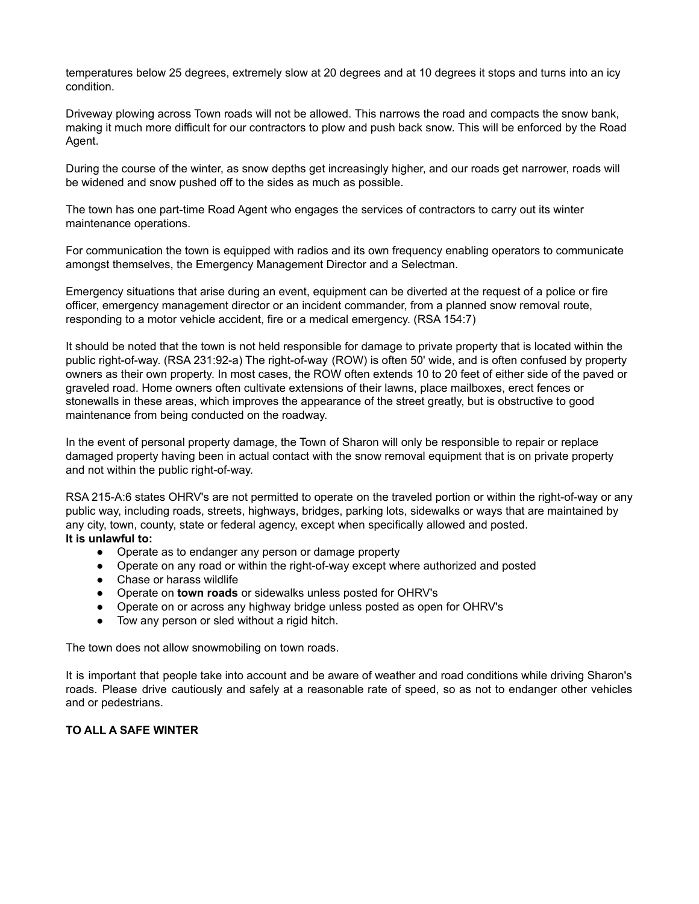temperatures below 25 degrees, extremely slow at 20 degrees and at 10 degrees it stops and turns into an icy condition.

Driveway plowing across Town roads will not be allowed. This narrows the road and compacts the snow bank, making it much more difficult for our contractors to plow and push back snow. This will be enforced by the Road Agent.

During the course of the winter, as snow depths get increasingly higher, and our roads get narrower, roads will be widened and snow pushed off to the sides as much as possible.

The town has one part-time Road Agent who engages the services of contractors to carry out its winter maintenance operations.

For communication the town is equipped with radios and its own frequency enabling operators to communicate amongst themselves, the Emergency Management Director and a Selectman.

Emergency situations that arise during an event, equipment can be diverted at the request of a police or fire officer, emergency management director or an incident commander, from a planned snow removal route, responding to a motor vehicle accident, fire or a medical emergency. (RSA 154:7)

It should be noted that the town is not held responsible for damage to private property that is located within the public right-of-way. (RSA 231:92-a) The right-of-way (ROW) is often 50' wide, and is often confused by property owners as their own property. In most cases, the ROW often extends 10 to 20 feet of either side of the paved or graveled road. Home owners often cultivate extensions of their lawns, place mailboxes, erect fences or stonewalls in these areas, which improves the appearance of the street greatly, but is obstructive to good maintenance from being conducted on the roadway.

In the event of personal property damage, the Town of Sharon will only be responsible to repair or replace damaged property having been in actual contact with the snow removal equipment that is on private property and not within the public right-of-way.

RSA 215-A:6 states OHRV's are not permitted to operate on the traveled portion or within the right-of-way or any public way, including roads, streets, highways, bridges, parking lots, sidewalks or ways that are maintained by any city, town, county, state or federal agency, except when specifically allowed and posted.

**It is unlawful to:**

- Operate as to endanger any person or damage property
- Operate on any road or within the right-of-way except where authorized and posted
- Chase or harass wildlife
- Operate on **town roads** or sidewalks unless posted for OHRV's
- Operate on or across any highway bridge unless posted as open for OHRV's
- Tow any person or sled without a rigid hitch.

The town does not allow snowmobiling on town roads.

It is important that people take into account and be aware of weather and road conditions while driving Sharon's roads. Please drive cautiously and safely at a reasonable rate of speed, so as not to endanger other vehicles and or pedestrians.

**TO ALL A SAFE WINTER**